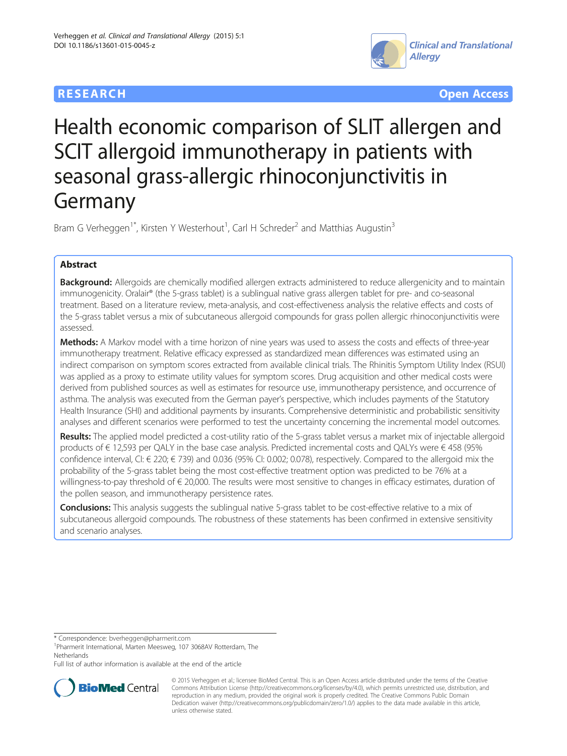RESEARCH Open Access

# Health economic comparison of SLIT allergen and SCIT allergoid immunotherapy in patients with seasonal grass-allergic rhinoconjunctivitis in Germany

Bram G Verheggen[1*], Kirsten Y Westerhout[1], Carl H Schreder[2] and Matthias Augustin[3]

## Abstract

**Background:** Allergoids are chemically modified allergen extracts administered to reduce allergenicity and to maintain immunogenicity. Oralair® (the 5-grass tablet) is a sublingual native grass allergen tablet for pre- and co-seasonal treatment. Based on a literature review, meta-analysis, and cost-effectiveness analysis the relative effects and costs of the 5-grass tablet versus a mix of subcutaneous allergoid compounds for grass pollen allergic rhinoconjunctivitis were assessed.

**Methods:** A Markov model with a time horizon of nine years was used to assess the costs and effects of three-year immunotherapy treatment. Relative efficacy expressed as standardized mean differences was estimated using an indirect comparison on symptom scores extracted from available clinical trials. The Rhinitis Symptom Utility Index (RSUI) was applied as a proxy to estimate utility values for symptom scores. Drug acquisition and other medical costs were derived from published sources as well as estimates for resource use, immunotherapy persistence, and occurrence of asthma. The analysis was executed from the German payer's perspective, which includes payments of the Statutory Health Insurance (SHI) and additional payments by insurants. Comprehensive deterministic and probabilistic sensitivity analyses and different scenarios were performed to test the uncertainty concerning the incremental model outcomes.

**Results:** The applied model predicted a cost-utility ratio of the 5-grass tablet versus a market mix of injectable allergoid products of € 12,593 per QALY in the base case analysis. Predicted incremental costs and QALYs were € 458 (95% confidence interval, CI: € 220; € 739) and 0.036 (95% CI: 0.002; 0.078), respectively. Compared to the allergoid mix the probability of the 5-grass tablet being the most cost-effective treatment option was predicted to be 76% at a willingness-to-pay threshold of € 20,000. The results were most sensitive to changes in efficacy estimates, duration of the pollen season, and immunotherapy persistence rates.

**Conclusions:** This analysis suggests the sublingual native 5-grass tablet to be cost-effective relative to a mix of subcutaneous allergoid compounds. The robustness of these statements has been confirmed in extensive sensitivity and scenario analyses.

---

\* Correspondence: bverheggen@pharmerit.com

[1]Pharmerit International, Marten Meesweg, 107 3068AV Rotterdam, The Netherlands

Full list of author information is available at the end of the article

© 2015 Verheggen et al.; licensee BioMed Central. This is an Open Access article distributed under the terms of the Creative Commons Attribution License (http://creativecommons.org/licenses/by/4.0), which permits unrestricted use, distribution, and reproduction in any medium, provided the original work is properly credited. The Creative Commons Public Domain Dedication waiver (http://creativecommons.org/publicdomain/zero/1.0/) applies to the data made available in this article, unless otherwise stated.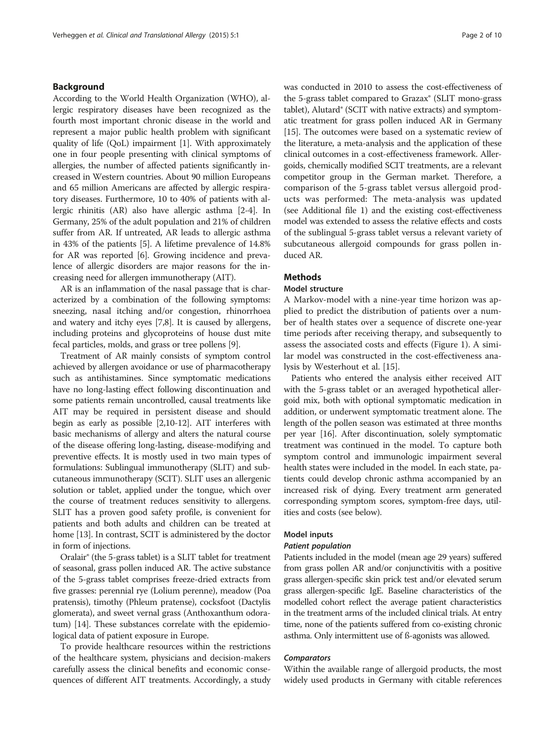## Background

According to the World Health Organization (WHO), allergic respiratory diseases have been recognized as the fourth most important chronic disease in the world and represent a major public health problem with significant quality of life (QoL) impairment [1]. With approximately one in four people presenting with clinical symptoms of allergies, the number of affected patients significantly increased in Western countries. About 90 million Europeans and 65 million Americans are affected by allergic respiratory diseases. Furthermore, 10 to 40% of patients with allergic rhinitis (AR) also have allergic asthma [2-4]. In Germany, 25% of the adult population and 21% of children suffer from AR. If untreated, AR leads to allergic asthma in 43% of the patients [5]. A lifetime prevalence of 14.8% for AR was reported [6]. Growing incidence and prevalence of allergic disorders are major reasons for the increasing need for allergen immunotherapy (AIT).

AR is an inflammation of the nasal passage that is characterized by a combination of the following symptoms: sneezing, nasal itching and/or congestion, rhinorrhoea and watery and itchy eyes [7,8]. It is caused by allergens, including proteins and glycoproteins of house dust mite fecal particles, molds, and grass or tree pollens [9].

Treatment of AR mainly consists of symptom control achieved by allergen avoidance or use of pharmacotherapy such as antihistamines. Since symptomatic medications have no long-lasting effect following discontinuation and some patients remain uncontrolled, causal treatments like AIT may be required in persistent disease and should begin as early as possible [2,10-12]. AIT interferes with basic mechanisms of allergy and alters the natural course of the disease offering long-lasting, disease-modifying and preventive effects. It is mostly used in two main types of formulations: Sublingual immunotherapy (SLIT) and subcutaneous immunotherapy (SCIT). SLIT uses an allergenic solution or tablet, applied under the tongue, which over the course of treatment reduces sensitivity to allergens. SLIT has a proven good safety profile, is convenient for patients and both adults and children can be treated at home [13]. In contrast, SCIT is administered by the doctor in form of injections.

Oralair® (the 5-grass tablet) is a SLIT tablet for treatment of seasonal, grass pollen induced AR. The active substance of the 5-grass tablet comprises freeze-dried extracts from five grasses: perennial rye (Lolium perenne), meadow (Poa pratensis), timothy (Phleum pratense), cocksfoot (Dactylis glomerata), and sweet vernal grass (Anthoxanthum odoratum) [14]. These substances correlate with the epidemiological data of patient exposure in Europe.

To provide healthcare resources within the restrictions of the healthcare system, physicians and decision-makers carefully assess the clinical benefits and economic consequences of different AIT treatments. Accordingly, a study was conducted in 2010 to assess the cost-effectiveness of the 5-grass tablet compared to Grazax® (SLIT mono-grass tablet), Alutard® (SCIT with native extracts) and symptomatic treatment for grass pollen induced AR in Germany [15]. The outcomes were based on a systematic review of the literature, a meta-analysis and the application of these clinical outcomes in a cost-effectiveness framework. Allergoids, chemically modified SCIT treatments, are a relevant competitor group in the German market. Therefore, a comparison of the 5-grass tablet versus allergoid products was performed: The meta-analysis was updated (see Additional file 1) and the existing cost-effectiveness model was extended to assess the relative effects and costs of the sublingual 5-grass tablet versus a relevant variety of subcutaneous allergoid compounds for grass pollen induced AR.

## Methods

### Model structure

A Markov-model with a nine-year time horizon was applied to predict the distribution of patients over a number of health states over a sequence of discrete one-year time periods after receiving therapy, and subsequently to assess the associated costs and effects (Figure 1). A similar model was constructed in the cost-effectiveness analysis by Westerhout et al. [15].

Patients who entered the analysis either received AIT with the 5-grass tablet or an averaged hypothetical allergoid mix, both with optional symptomatic medication in addition, or underwent symptomatic treatment alone. The length of the pollen season was estimated at three months per year [16]. After discontinuation, solely symptomatic treatment was continued in the model. To capture both symptom control and immunologic impairment several health states were included in the model. In each state, patients could develop chronic asthma accompanied by an increased risk of dying. Every treatment arm generated corresponding symptom scores, symptom-free days, utilities and costs (see below).

### Model inputs

#### *Patient population*

Patients included in the model (mean age 29 years) suffered from grass pollen AR and/or conjunctivitis with a positive grass allergen-specific skin prick test and/or elevated serum grass allergen-specific IgE. Baseline characteristics of the modelled cohort reflect the average patient characteristics in the treatment arms of the included clinical trials. At entry time, none of the patients suffered from co-existing chronic asthma. Only intermittent use of ß-agonists was allowed.

#### *Comparators*

Within the available range of allergoid products, the most widely used products in Germany with citable references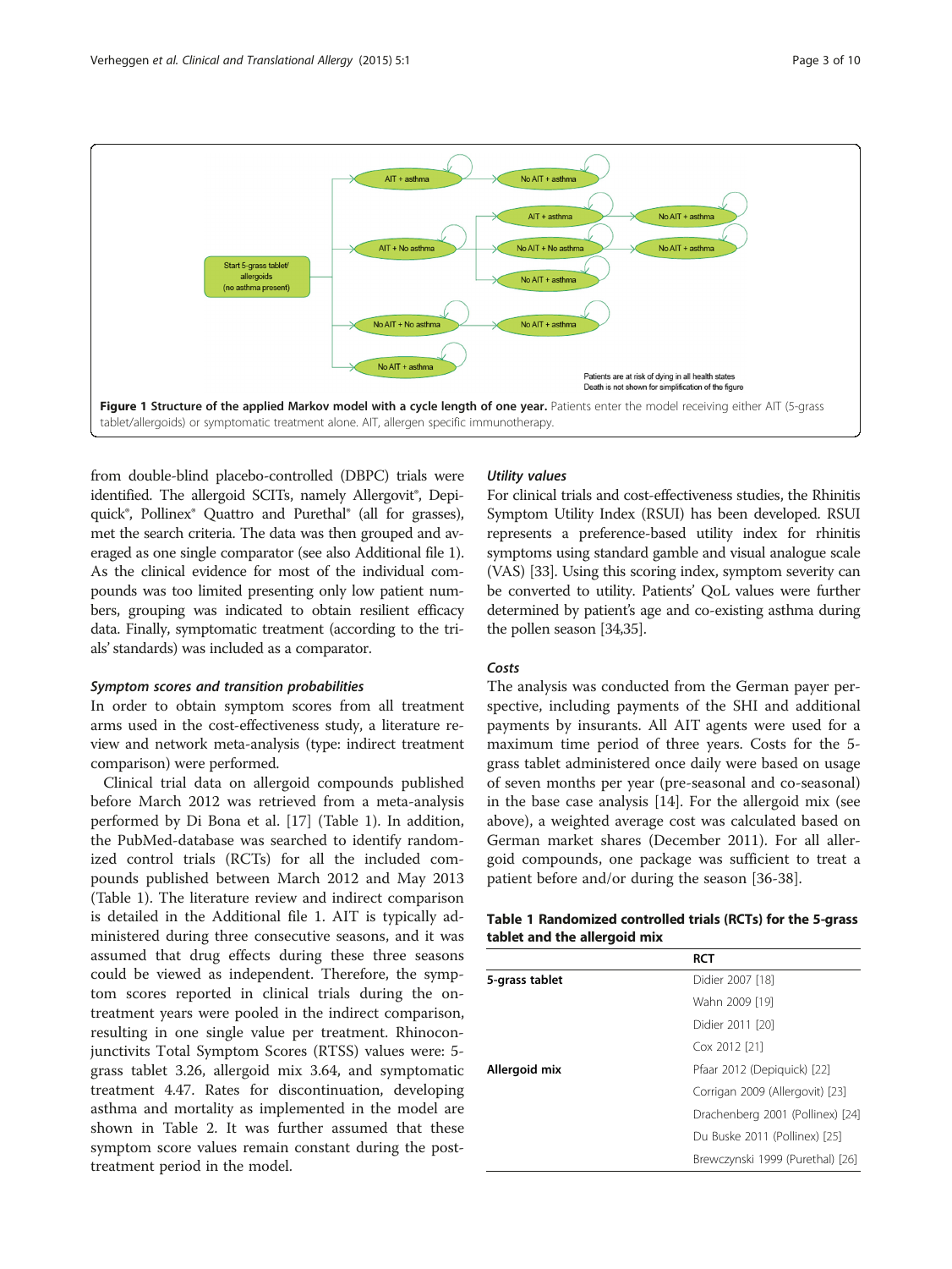Figure 1 Structure of the applied Markov model with a cycle length of one year. Patients enter the model receiving either AIT (5-grass tablet/allergoids) or symptomatic treatment alone. AIT, allergen specific immunotherapy.

from double-blind placebo-controlled (DBPC) trials were identified. The allergoid SCITs, namely Allergovit®, Depiquick®, Pollinex® Quattro and Purethal® (all for grasses), met the search criteria. The data was then grouped and averaged as one single comparator (see also Additional file 1). As the clinical evidence for most of the individual compounds was too limited presenting only low patient numbers, grouping was indicated to obtain resilient efficacy data. Finally, symptomatic treatment (according to the trials' standards) was included as a comparator.

#### *Symptom scores and transition probabilities*

In order to obtain symptom scores from all treatment arms used in the cost-effectiveness study, a literature review and network meta-analysis (type: indirect treatment comparison) were performed.

Clinical trial data on allergoid compounds published before March 2012 was retrieved from a meta-analysis performed by Di Bona et al. [17] (Table 1). In addition, the PubMed-database was searched to identify randomized control trials (RCTs) for all the included compounds published between March 2012 and May 2013 (Table 1). The literature review and indirect comparison is detailed in the Additional file 1. AIT is typically administered during three consecutive seasons, and it was assumed that drug effects during these three seasons could be viewed as independent. Therefore, the symptom scores reported in clinical trials during the on-treatment years were pooled in the indirect comparison, resulting in one single value per treatment. Rhinoconjunctivits Total Symptom Scores (RTSS) values were: 5-grass tablet 3.26, allergoid mix 3.64, and symptomatic treatment 4.47. Rates for discontinuation, developing asthma and mortality as implemented in the model are shown in Table 2. It was further assumed that these symptom score values remain constant during the post-treatment period in the model.

#### *Utility values*

For clinical trials and cost-effectiveness studies, the Rhinitis Symptom Utility Index (RSUI) has been developed. RSUI represents a preference-based utility index for rhinitis symptoms using standard gamble and visual analogue scale (VAS) [33]. Using this scoring index, symptom severity can be converted to utility. Patients' QoL values were further determined by patient's age and co-existing asthma during the pollen season [34,35].

#### *Costs*

The analysis was conducted from the German payer perspective, including payments of the SHI and additional payments by insurants. All AIT agents were used for a maximum time period of three years. Costs for the 5-grass tablet administered once daily were based on usage of seven months per year (pre-seasonal and co-seasonal) in the base case analysis [14]. For the allergoid mix (see above), a weighted average cost was calculated based on German market shares (December 2011). For all allergoid compounds, one package was sufficient to treat a patient before and/or during the season [36-38].

**Table 1 Randomized controlled trials (RCTs) for the 5-grass tablet and the allergoid mix**

| | RCT |
|---|---|
| **5-grass tablet** | Didier 2007 [18] |
| | Wahn 2009 [19] |
| | Didier 2011 [20] |
| | Cox 2012 [21] |
| **Allergoid mix** | Pfaar 2012 (Depiquick) [22] |
| | Corrigan 2009 (Allergovit) [23] |
| | Drachenberg 2001 (Pollinex) [24] |
| | Du Buske 2011 (Pollinex) [25] |
| | Brewczynski 1999 (Purethal) [26] |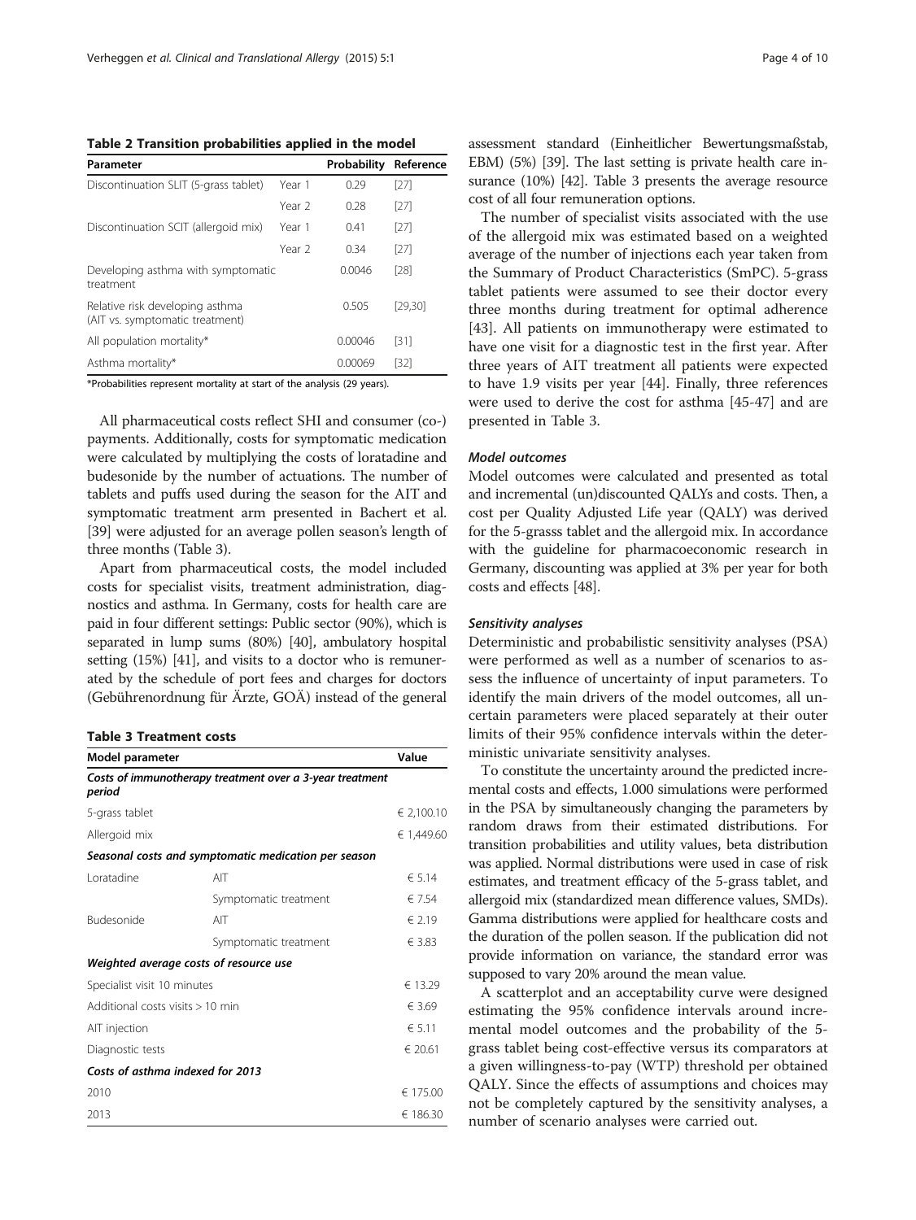**Table 2 Transition probabilities applied in the model**

| Parameter | | Probability | Reference |
|---|---|---|---|
| Discontinuation SLIT (5-grass tablet) | Year 1 | 0.29 | [27] |
| | Year 2 | 0.28 | [27] |
| Discontinuation SCIT (allergoid mix) | Year 1 | 0.41 | [27] |
| | Year 2 | 0.34 | [27] |
| Developing asthma with symptomatic treatment | | 0.0046 | [28] |
| Relative risk developing asthma (AIT vs. symptomatic treatment) | | 0.505 | [29,30] |
| All population mortality* | | 0.00046 | [31] |
| Asthma mortality* | | 0.00069 | [32] |

*Probabilities represent mortality at start of the analysis (29 years).

All pharmaceutical costs reflect SHI and consumer (co-) payments. Additionally, costs for symptomatic medication were calculated by multiplying the costs of loratadine and budesonide by the number of actuations. The number of tablets and puffs used during the season for the AIT and symptomatic treatment arm presented in Bachert et al. [39] were adjusted for an average pollen season's length of three months (Table 3).

Apart from pharmaceutical costs, the model included costs for specialist visits, treatment administration, diagnostics and asthma. In Germany, costs for health care are paid in four different settings: Public sector (90%), which is separated in lump sums (80%) [40], ambulatory hospital setting (15%) [41], and visits to a doctor who is remunerated by the schedule of port fees and charges for doctors (Gebührenordnung für Ärzte, GOÄ) instead of the general assessment standard (Einheitlicher Bewertungsmaßstab, EBM) (5%) [39]. The last setting is private health care insurance (10%) [42]. Table 3 presents the average resource cost of all four remuneration options.

**Table 3 Treatment costs**

| Model parameter | | Value |
|---|---|---|
| ***Costs of immunotherapy treatment over a 3-year treatment period*** | | |
| 5-grass tablet | | € 2,100.10 |
| Allergoid mix | | € 1,449.60 |
| ***Seasonal costs and symptomatic medication per season*** | | |
| Loratadine | AIT | € 5.14 |
| | Symptomatic treatment | € 7.54 |
| Budesonide | AIT | € 2.19 |
| | Symptomatic treatment | € 3.83 |
| ***Weighted average costs of resource use*** | | |
| Specialist visit 10 minutes | | € 13.29 |
| Additional costs visits > 10 min | | € 3.69 |
| AIT injection | | € 5.11 |
| Diagnostic tests | | € 20.61 |
| ***Costs of asthma indexed for 2013*** | | |
| 2010 | | € 175.00 |
| 2013 | | € 186.30 |

The number of specialist visits associated with the use of the allergoid mix was estimated based on a weighted average of the number of injections each year taken from the Summary of Product Characteristics (SmPC). 5-grass tablet patients were assumed to see their doctor every three months during treatment for optimal adherence [43]. All patients on immunotherapy were estimated to have one visit for a diagnostic test in the first year. After three years of AIT treatment all patients were expected to have 1.9 visits per year [44]. Finally, three references were used to derive the cost for asthma [45-47] and are presented in Table 3.

#### *Model outcomes*

Model outcomes were calculated and presented as total and incremental (un)discounted QALYs and costs. Then, a cost per Quality Adjusted Life year (QALY) was derived for the 5-grasss tablet and the allergoid mix. In accordance with the guideline for pharmacoeconomic research in Germany, discounting was applied at 3% per year for both costs and effects [48].

#### *Sensitivity analyses*

Deterministic and probabilistic sensitivity analyses (PSA) were performed as well as a number of scenarios to assess the influence of uncertainty of input parameters. To identify the main drivers of the model outcomes, all uncertain parameters were placed separately at their outer limits of their 95% confidence intervals within the deterministic univariate sensitivity analyses.

To constitute the uncertainty around the predicted incremental costs and effects, 1.000 simulations were performed in the PSA by simultaneously changing the parameters by random draws from their estimated distributions. For transition probabilities and utility values, beta distribution was applied. Normal distributions were used in case of risk estimates, and treatment efficacy of the 5-grass tablet, and allergoid mix (standardized mean difference values, SMDs). Gamma distributions were applied for healthcare costs and the duration of the pollen season. If the publication did not provide information on variance, the standard error was supposed to vary 20% around the mean value.

A scatterplot and an acceptability curve were designed estimating the 95% confidence intervals around incremental model outcomes and the probability of the 5-grass tablet being cost-effective versus its comparators at a given willingness-to-pay (WTP) threshold per obtained QALY. Since the effects of assumptions and choices may not be completely captured by the sensitivity analyses, a number of scenario analyses were carried out.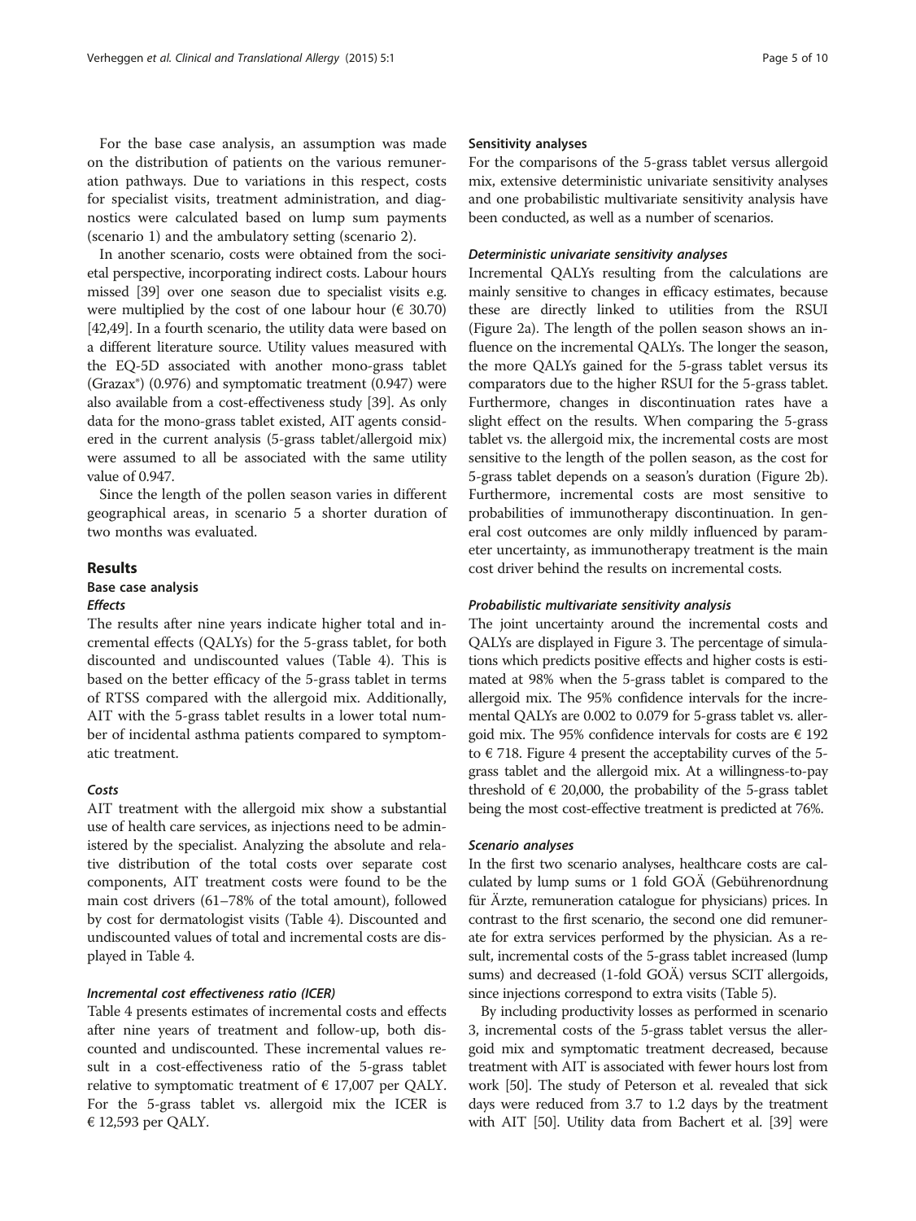For the base case analysis, an assumption was made on the distribution of patients on the various remuneration pathways. Due to variations in this respect, costs for specialist visits, treatment administration, and diagnostics were calculated based on lump sum payments (scenario 1) and the ambulatory setting (scenario 2).

In another scenario, costs were obtained from the societal perspective, incorporating indirect costs. Labour hours missed [39] over one season due to specialist visits e.g. were multiplied by the cost of one labour hour (€ 30.70) [42,49]. In a fourth scenario, the utility data were based on a different literature source. Utility values measured with the EQ-5D associated with another mono-grass tablet (Grazax®) (0.976) and symptomatic treatment (0.947) were also available from a cost-effectiveness study [39]. As only data for the mono-grass tablet existed, AIT agents considered in the current analysis (5-grass tablet/allergoid mix) were assumed to all be associated with the same utility value of 0.947.

Since the length of the pollen season varies in different geographical areas, in scenario 5 a shorter duration of two months was evaluated.

## Results

### Base case analysis

#### *Effects*

The results after nine years indicate higher total and incremental effects (QALYs) for the 5-grass tablet, for both discounted and undiscounted values (Table 4). This is based on the better efficacy of the 5-grass tablet in terms of RTSS compared with the allergoid mix. Additionally, AIT with the 5-grass tablet results in a lower total number of incidental asthma patients compared to symptomatic treatment.

#### *Costs*

AIT treatment with the allergoid mix show a substantial use of health care services, as injections need to be administered by the specialist. Analyzing the absolute and relative distribution of the total costs over separate cost components, AIT treatment costs were found to be the main cost drivers (61–78% of the total amount), followed by cost for dermatologist visits (Table 4). Discounted and undiscounted values of total and incremental costs are displayed in Table 4.

#### *Incremental cost effectiveness ratio (ICER)*

Table 4 presents estimates of incremental costs and effects after nine years of treatment and follow-up, both discounted and undiscounted. These incremental values result in a cost-effectiveness ratio of the 5-grass tablet relative to symptomatic treatment of € 17,007 per QALY. For the 5-grass tablet vs. allergoid mix the ICER is € 12,593 per QALY.

### Sensitivity analyses

For the comparisons of the 5-grass tablet versus allergoid mix, extensive deterministic univariate sensitivity analyses and one probabilistic multivariate sensitivity analysis have been conducted, as well as a number of scenarios.

#### *Deterministic univariate sensitivity analyses*

Incremental QALYs resulting from the calculations are mainly sensitive to changes in efficacy estimates, because these are directly linked to utilities from the RSUI (Figure 2a). The length of the pollen season shows an influence on the incremental QALYs. The longer the season, the more QALYs gained for the 5-grass tablet versus its comparators due to the higher RSUI for the 5-grass tablet. Furthermore, changes in discontinuation rates have a slight effect on the results. When comparing the 5-grass tablet vs. the allergoid mix, the incremental costs are most sensitive to the length of the pollen season, as the cost for 5-grass tablet depends on a season's duration (Figure 2b). Furthermore, incremental costs are most sensitive to probabilities of immunotherapy discontinuation. In general cost outcomes are only mildly influenced by parameter uncertainty, as immunotherapy treatment is the main cost driver behind the results on incremental costs.

#### *Probabilistic multivariate sensitivity analysis*

The joint uncertainty around the incremental costs and QALYs are displayed in Figure 3. The percentage of simulations which predicts positive effects and higher costs is estimated at 98% when the 5-grass tablet is compared to the allergoid mix. The 95% confidence intervals for the incremental QALYs are 0.002 to 0.079 for 5-grass tablet vs. allergoid mix. The 95% confidence intervals for costs are € 192 to € 718. Figure 4 present the acceptability curves of the 5-grass tablet and the allergoid mix. At a willingness-to-pay threshold of € 20,000, the probability of the 5-grass tablet being the most cost-effective treatment is predicted at 76%.

#### *Scenario analyses*

In the first two scenario analyses, healthcare costs are calculated by lump sums or 1 fold GOÄ (Gebührenordnung für Ärzte, remuneration catalogue for physicians) prices. In contrast to the first scenario, the second one did remunerate for extra services performed by the physician. As a result, incremental costs of the 5-grass tablet increased (lump sums) and decreased (1-fold GOÄ) versus SCIT allergoids, since injections correspond to extra visits (Table 5).

By including productivity losses as performed in scenario 3, incremental costs of the 5-grass tablet versus the allergoid mix and symptomatic treatment decreased, because treatment with AIT is associated with fewer hours lost from work [50]. The study of Peterson et al. revealed that sick days were reduced from 3.7 to 1.2 days by the treatment with AIT [50]. Utility data from Bachert et al. [39] were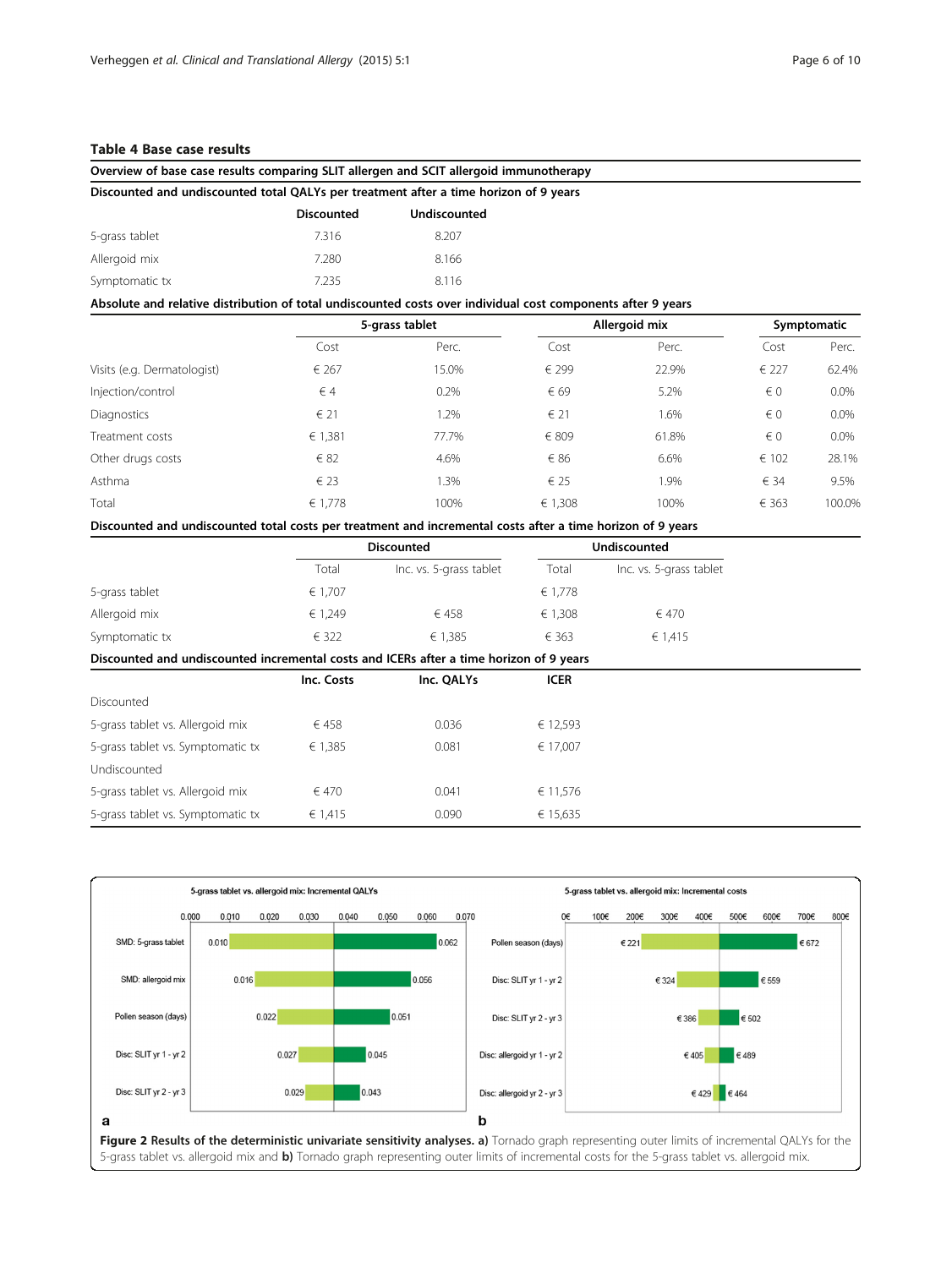**Table 4 Base case results**

**Overview of base case results comparing SLIT allergen and SCIT allergoid immunotherapy**

**Discounted and undiscounted total QALYs per treatment after a time horizon of 9 years**

| | Discounted | Undiscounted |
|---|---|---|
| 5-grass tablet | 7.316 | 8.207 |
| Allergoid mix | 7.280 | 8.166 |
| Symptomatic tx | 7.235 | 8.116 |

**Absolute and relative distribution of total undiscounted costs over individual cost components after 9 years**

| | 5-grass tablet | | Allergoid mix | | Symptomatic | |
|---|---|---|---|---|---|---|
| | Cost | Perc. | Cost | Perc. | Cost | Perc. |
| Visits (e.g. Dermatologist) | € 267 | 15.0% | € 299 | 22.9% | € 227 | 62.4% |
| Injection/control | € 4 | 0.2% | € 69 | 5.2% | € 0 | 0.0% |
| Diagnostics | € 21 | 1.2% | € 21 | 1.6% | € 0 | 0.0% |
| Treatment costs | € 1,381 | 77.7% | € 809 | 61.8% | € 0 | 0.0% |
| Other drugs costs | € 82 | 4.6% | € 86 | 6.6% | € 102 | 28.1% |
| Asthma | € 23 | 1.3% | € 25 | 1.9% | € 34 | 9.5% |
| Total | € 1,778 | 100% | € 1,308 | 100% | € 363 | 100.0% |

**Discounted and undiscounted total costs per treatment and incremental costs after a time horizon of 9 years**

| | Discounted | | Undiscounted | |
|---|---|---|---|---|
| | Total | Inc. vs. 5-grass tablet | Total | Inc. vs. 5-grass tablet |
| 5-grass tablet | € 1,707 | | € 1,778 | |
| Allergoid mix | € 1,249 | € 458 | € 1,308 | € 470 |
| Symptomatic tx | € 322 | € 1,385 | € 363 | € 1,415 |

**Discounted and undiscounted incremental costs and ICERs after a time horizon of 9 years**

| | Inc. Costs | Inc. QALYs | ICER |
|---|---|---|---|
| Discounted | | | |
| 5-grass tablet vs. Allergoid mix | € 458 | 0.036 | € 12,593 |
| 5-grass tablet vs. Symptomatic tx | € 1,385 | 0.081 | € 17,007 |
| Undiscounted | | | |
| 5-grass tablet vs. Allergoid mix | € 470 | 0.041 | € 11,576 |
| 5-grass tablet vs. Symptomatic tx | € 1,415 | 0.090 | € 15,635 |

**Figure 2 Results of the deterministic univariate sensitivity analyses. a)** Tornado graph representing outer limits of incremental QALYs for the 5-grass tablet vs. allergoid mix and **b)** Tornado graph representing outer limits of incremental costs for the 5-grass tablet vs. allergoid mix.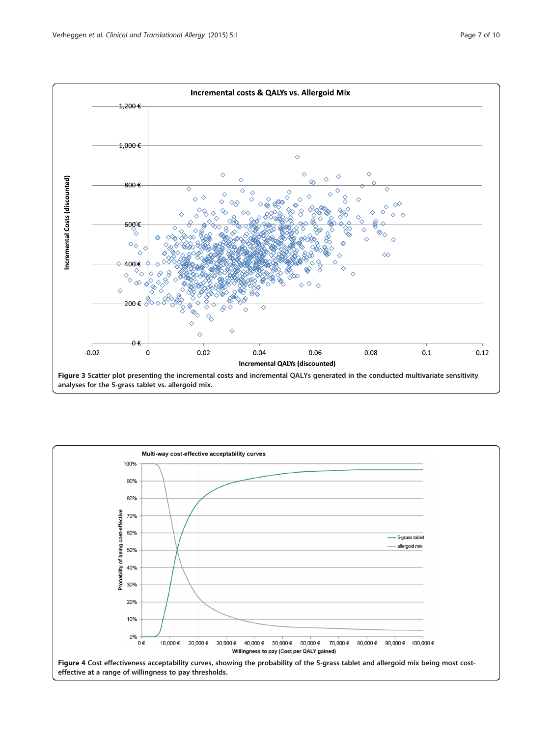**Figure 3** Scatter plot presenting the incremental costs and incremental QALYs generated in the conducted multivariate sensitivity analyses for the 5-grass tablet vs. allergoid mix.

**Figure 4** Cost effectiveness acceptability curves, showing the probability of the 5-grass tablet and allergoid mix being most cost-effective at a range of willingness to pay thresholds.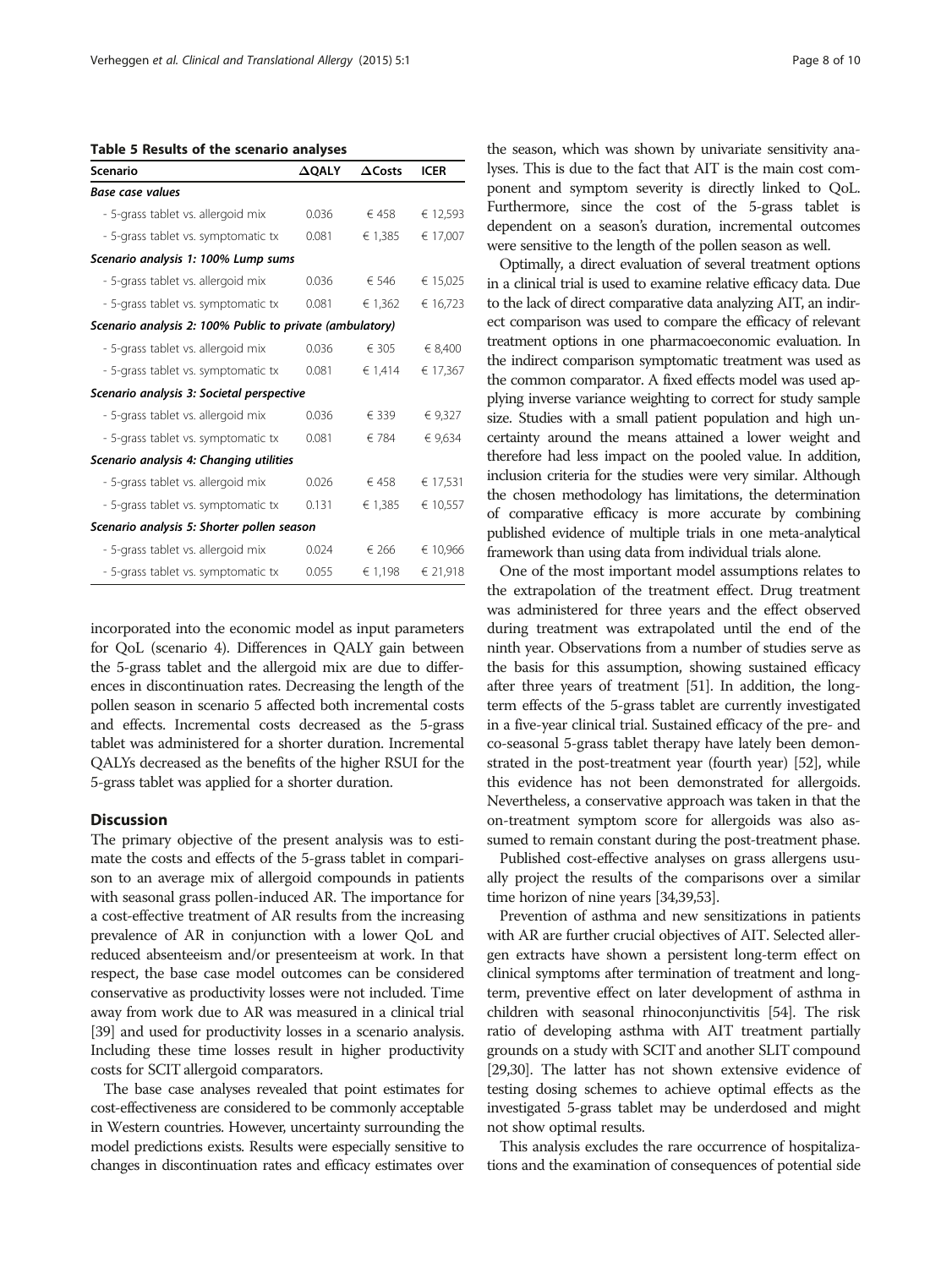**Table 5 Results of the scenario analyses**

| Scenario | ΔQALY | ΔCosts | ICER |
|---|---|---|---|
| *Base case values* | | | |
| - 5-grass tablet vs. allergoid mix | 0.036 | € 458 | € 12,593 |
| - 5-grass tablet vs. symptomatic tx | 0.081 | € 1,385 | € 17,007 |
| *Scenario analysis 1: 100% Lump sums* | | | |
| - 5-grass tablet vs. allergoid mix | 0.036 | € 546 | € 15,025 |
| - 5-grass tablet vs. symptomatic tx | 0.081 | € 1,362 | € 16,723 |
| *Scenario analysis 2: 100% Public to private (ambulatory)* | | | |
| - 5-grass tablet vs. allergoid mix | 0.036 | € 305 | € 8,400 |
| - 5-grass tablet vs. symptomatic tx | 0.081 | € 1,414 | € 17,367 |
| *Scenario analysis 3: Societal perspective* | | | |
| - 5-grass tablet vs. allergoid mix | 0.036 | € 339 | € 9,327 |
| - 5-grass tablet vs. symptomatic tx | 0.081 | € 784 | € 9,634 |
| *Scenario analysis 4: Changing utilities* | | | |
| - 5-grass tablet vs. allergoid mix | 0.026 | € 458 | € 17,531 |
| - 5-grass tablet vs. symptomatic tx | 0.131 | € 1,385 | € 10,557 |
| *Scenario analysis 5: Shorter pollen season* | | | |
| - 5-grass tablet vs. allergoid mix | 0.024 | € 266 | € 10,966 |
| - 5-grass tablet vs. symptomatic tx | 0.055 | € 1,198 | € 21,918 |

incorporated into the economic model as input parameters for QoL (scenario 4). Differences in QALY gain between the 5-grass tablet and the allergoid mix are due to differences in discontinuation rates. Decreasing the length of the pollen season in scenario 5 affected both incremental costs and effects. Incremental costs decreased as the 5-grass tablet was administered for a shorter duration. Incremental QALYs decreased as the benefits of the higher RSUI for the 5-grass tablet was applied for a shorter duration.

## Discussion

The primary objective of the present analysis was to estimate the costs and effects of the 5-grass tablet in comparison to an average mix of allergoid compounds in patients with seasonal grass pollen-induced AR. The importance for a cost-effective treatment of AR results from the increasing prevalence of AR in conjunction with a lower QoL and reduced absenteeism and/or presenteeism at work. In that respect, the base case model outcomes can be considered conservative as productivity losses were not included. Time away from work due to AR was measured in a clinical trial [39] and used for productivity losses in a scenario analysis. Including these time losses result in higher productivity costs for SCIT allergoid comparators.

The base case analyses revealed that point estimates for cost-effectiveness are considered to be commonly acceptable in Western countries. However, uncertainty surrounding the model predictions exists. Results were especially sensitive to changes in discontinuation rates and efficacy estimates over the season, which was shown by univariate sensitivity analyses. This is due to the fact that AIT is the main cost component and symptom severity is directly linked to QoL. Furthermore, since the cost of the 5-grass tablet is dependent on a season's duration, incremental outcomes were sensitive to the length of the pollen season as well.

Optimally, a direct evaluation of several treatment options in a clinical trial is used to examine relative efficacy data. Due to the lack of direct comparative data analyzing AIT, an indirect comparison was used to compare the efficacy of relevant treatment options in one pharmacoeconomic evaluation. In the indirect comparison symptomatic treatment was used as the common comparator. A fixed effects model was used applying inverse variance weighting to correct for study sample size. Studies with a small patient population and high uncertainty around the means attained a lower weight and therefore had less impact on the pooled value. In addition, inclusion criteria for the studies were very similar. Although the chosen methodology has limitations, the determination of comparative efficacy is more accurate by combining published evidence of multiple trials in one meta-analytical framework than using data from individual trials alone.

One of the most important model assumptions relates to the extrapolation of the treatment effect. Drug treatment was administered for three years and the effect observed during treatment was extrapolated until the end of the ninth year. Observations from a number of studies serve as the basis for this assumption, showing sustained efficacy after three years of treatment [51]. In addition, the long-term effects of the 5-grass tablet are currently investigated in a five-year clinical trial. Sustained efficacy of the pre- and co-seasonal 5-grass tablet therapy have lately been demonstrated in the post-treatment year (fourth year) [52], while this evidence has not been demonstrated for allergoids. Nevertheless, a conservative approach was taken in that the on-treatment symptom score for allergoids was also assumed to remain constant during the post-treatment phase.

Published cost-effective analyses on grass allergens usually project the results of the comparisons over a similar time horizon of nine years [34,39,53].

Prevention of asthma and new sensitizations in patients with AR are further crucial objectives of AIT. Selected allergen extracts have shown a persistent long-term effect on clinical symptoms after termination of treatment and long-term, preventive effect on later development of asthma in children with seasonal rhinoconjunctivitis [54]. The risk ratio of developing asthma with AIT treatment partially grounds on a study with SCIT and another SLIT compound [29,30]. The latter has not shown extensive evidence of testing dosing schemes to achieve optimal effects as the investigated 5-grass tablet may be underdosed and might not show optimal results.

This analysis excludes the rare occurrence of hospitalizations and the examination of consequences of potential side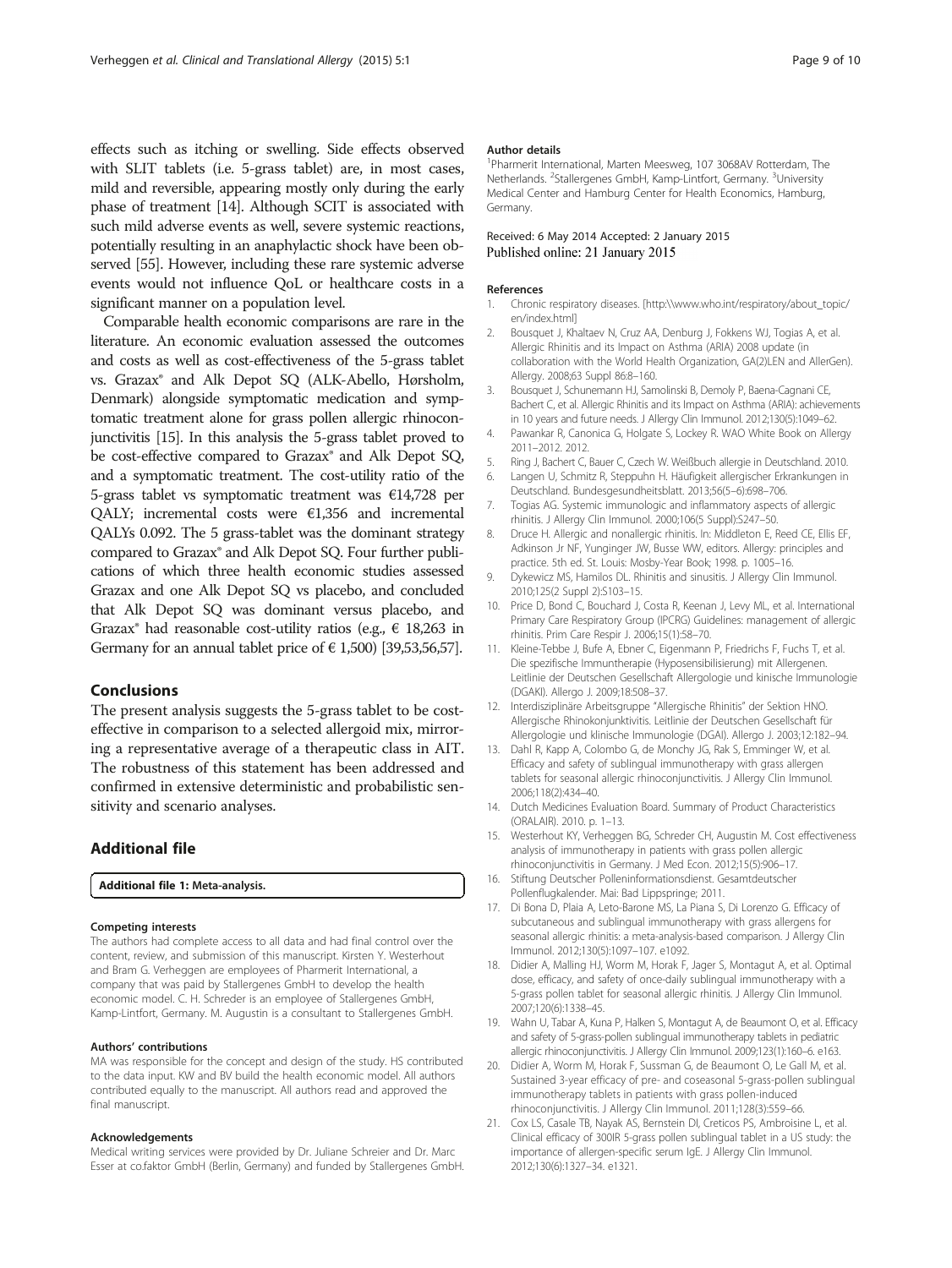effects such as itching or swelling. Side effects observed with SLIT tablets (i.e. 5-grass tablet) are, in most cases, mild and reversible, appearing mostly only during the early phase of treatment [14]. Although SCIT is associated with such mild adverse events as well, severe systemic reactions, potentially resulting in an anaphylactic shock have been observed [55]. However, including these rare systemic adverse events would not influence QoL or healthcare costs in a significant manner on a population level.

Comparable health economic comparisons are rare in the literature. An economic evaluation assessed the outcomes and costs as well as cost-effectiveness of the 5-grass tablet vs. Grazax® and Alk Depot SQ (ALK-Abello, Hørsholm, Denmark) alongside symptomatic medication and symptomatic treatment alone for grass pollen allergic rhinoconjunctivitis [15]. In this analysis the 5-grass tablet proved to be cost-effective compared to Grazax® and Alk Depot SQ, and a symptomatic treatment. The cost-utility ratio of the 5-grass tablet vs symptomatic treatment was €14,728 per QALY; incremental costs were €1,356 and incremental QALYs 0.092. The 5 grass-tablet was the dominant strategy compared to Grazax® and Alk Depot SQ. Four further publications of which three health economic studies assessed Grazax and one Alk Depot SQ vs placebo, and concluded that Alk Depot SQ was dominant versus placebo, and Grazax® had reasonable cost-utility ratios (e.g., € 18,263 in Germany for an annual tablet price of € 1,500) [39,53,56,57].

## Conclusions

The present analysis suggests the 5-grass tablet to be cost-effective in comparison to a selected allergoid mix, mirroring a representative average of a therapeutic class in AIT. The robustness of this statement has been addressed and confirmed in extensive deterministic and probabilistic sensitivity and scenario analyses.

## Additional file

**Additional file 1: Meta-analysis.**

#### Competing interests

The authors had complete access to all data and had final control over the content, review, and submission of this manuscript. Kirsten Y. Westerhout and Bram G. Verheggen are employees of Pharmerit International, a company that was paid by Stallergenes GmbH to develop the health economic model. C. H. Schreder is an employee of Stallergenes GmbH, Kamp-Lintfort, Germany. M. Augustin is a consultant to Stallergenes GmbH.

#### Authors' contributions

MA was responsible for the concept and design of the study. HS contributed to the data input. KW and BV build the health economic model. All authors contributed equally to the manuscript. All authors read and approved the final manuscript.

#### Acknowledgements

Medical writing services were provided by Dr. Juliane Schreier and Dr. Marc Esser at co.faktor GmbH (Berlin, Germany) and funded by Stallergenes GmbH.

#### Author details

[1]Pharmerit International, Marten Meesweg, 107 3068AV Rotterdam, The Netherlands. [2]Stallergenes GmbH, Kamp-Lintfort, Germany. [3]University Medical Center and Hamburg Center for Health Economics, Hamburg, Germany.

Received: 6 May 2014 Accepted: 2 January 2015
Published online: 21 January 2015

#### References

1. Chronic respiratory diseases. [http:\\www.who.int/respiratory/about_topic/en/index.html]
2. Bousquet J, Khaltaev N, Cruz AA, Denburg J, Fokkens WJ, Togias A, et al. Allergic Rhinitis and its Impact on Asthma (ARIA) 2008 update (in collaboration with the World Health Organization, GA(2)LEN and AllerGen). Allergy. 2008;63 Suppl 86:8–160.
3. Bousquet J, Schunemann HJ, Samolinski B, Demoly P, Baena-Cagnani CE, Bachert C, et al. Allergic Rhinitis and its Impact on Asthma (ARIA): achievements in 10 years and future needs. J Allergy Clin Immunol. 2012;130(5):1049–62.
4. Pawankar R, Canonica G, Holgate S, Lockey R. WAO White Book on Allergy 2011–2012. 2012.
5. Ring J, Bachert C, Bauer C, Czech W. Weißbuch allergie in Deutschland. 2010.
6. Langen U, Schmitz R, Steppuhn H. Häufigkeit allergischer Erkrankungen in Deutschland. Bundesgesundheitsblatt. 2013;56(5–6):698–706.
7. Togias AG. Systemic immunologic and inflammatory aspects of allergic rhinitis. J Allergy Clin Immunol. 2000;106(5 Suppl):S247–50.
8. Druce H. Allergic and nonallergic rhinitis. In: Middleton E, Reed CE, Ellis EF, Adkinson Jr NF, Yunginger JW, Busse WW, editors. Allergy: principles and practice. 5th ed. St. Louis: Mosby-Year Book; 1998. p. 1005–16.
9. Dykewicz MS, Hamilos DL. Rhinitis and sinusitis. J Allergy Clin Immunol. 2010;125(2 Suppl 2):S103–15.
10. Price D, Bond C, Bouchard J, Costa R, Keenan J, Levy ML, et al. International Primary Care Respiratory Group (IPCRG) Guidelines: management of allergic rhinitis. Prim Care Respir J. 2006;15(1):58–70.
11. Kleine-Tebbe J, Bufe A, Ebner C, Eigenmann P, Friedrichs F, Fuchs T, et al. Die spezifische Immuntherapie (Hyposensibilisierung) mit Allergenen. Leitlinie der Deutschen Gesellschaft Allergologie und kinische Immunologie (DGAKI). Allergo J. 2009;18:508–37.
12. Interdisziplinäre Arbeitsgruppe "Allergische Rhinitis" der Sektion HNO. Allergische Rhinokonjunktivitis. Leitlinie der Deutschen Gesellschaft für Allergologie und klinische Immunologie (DGAI). Allergo J. 2003;12:182–94.
13. Dahl R, Kapp A, Colombo G, de Monchy JG, Rak S, Emminger W, et al. Efficacy and safety of sublingual immunotherapy with grass allergen tablets for seasonal allergic rhinoconjunctivitis. J Allergy Clin Immunol. 2006;118(2):434–40.
14. Dutch Medicines Evaluation Board. Summary of Product Characteristics (ORALAIR). 2010. p. 1–13.
15. Westerhout KY, Verheggen BG, Schreder CH, Augustin M. Cost effectiveness analysis of immunotherapy in patients with grass pollen allergic rhinoconjunctivitis in Germany. J Med Econ. 2012;15(5):906–17.
16. Stiftung Deutscher Polleninformationsdienst. Gesamtdeutscher Pollenflugkalender. Mai: Bad Lippspringe; 2011.
17. Di Bona D, Plaia A, Leto-Barone MS, La Piana S, Di Lorenzo G. Efficacy of subcutaneous and sublingual immunotherapy with grass allergens for seasonal allergic rhinitis: a meta-analysis-based comparison. J Allergy Clin Immunol. 2012;130(5):1097–107. e1092.
18. Didier A, Malling HJ, Worm M, Horak F, Jager S, Montagut A, et al. Optimal dose, efficacy, and safety of once-daily sublingual immunotherapy with a 5-grass pollen tablet for seasonal allergic rhinitis. J Allergy Clin Immunol. 2007;120(6):1338–45.
19. Wahn U, Tabar A, Kuna P, Halken S, Montagut A, de Beaumont O, et al. Efficacy and safety of 5-grass-pollen sublingual immunotherapy tablets in pediatric allergic rhinoconjunctivitis. J Allergy Clin Immunol. 2009;123(1):160–6. e163.
20. Didier A, Worm M, Horak F, Sussman G, de Beaumont O, Le Gall M, et al. Sustained 3-year efficacy of pre- and coseasonal 5-grass-pollen sublingual immunotherapy tablets in patients with grass pollen-induced rhinoconjunctivitis. J Allergy Clin Immunol. 2011;128(3):559–66.
21. Cox LS, Casale TB, Nayak AS, Bernstein DI, Creticos PS, Ambroisine L, et al. Clinical efficacy of 300IR 5-grass pollen sublingual tablet in a US study: the importance of allergen-specific serum IgE. J Allergy Clin Immunol. 2012;130(6):1327–34. e1321.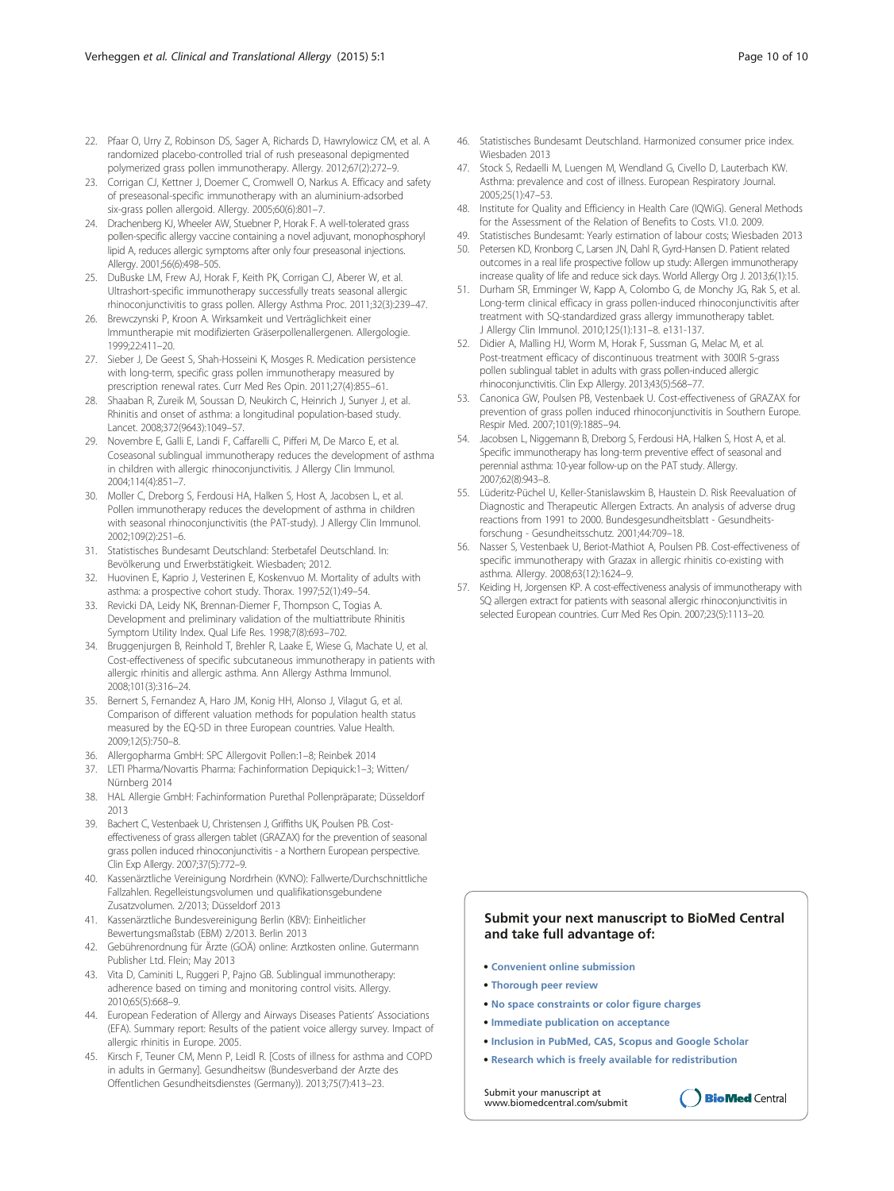22. Pfaar O, Urry Z, Robinson DS, Sager A, Richards D, Hawrylowicz CM, et al. A randomized placebo-controlled trial of rush preseasonal depigmented polymerized grass pollen immunotherapy. Allergy. 2012;67(2):272–9.
23. Corrigan CJ, Kettner J, Doemer C, Cromwell O, Narkus A. Efficacy and safety of preseasonal-specific immunotherapy with an aluminium-adsorbed six-grass pollen allergoid. Allergy. 2005;60(6):801–7.
24. Drachenberg KJ, Wheeler AW, Stuebner P, Horak F. A well-tolerated grass pollen-specific allergy vaccine containing a novel adjuvant, monophosphoryl lipid A, reduces allergic symptoms after only four preseasonal injections. Allergy. 2001;56(6):498–505.
25. DuBuske LM, Frew AJ, Horak F, Keith PK, Corrigan CJ, Aberer W, et al. Ultrashort-specific immunotherapy successfully treats seasonal allergic rhinoconjunctivitis to grass pollen. Allergy Asthma Proc. 2011;32(3):239–47.
26. Brewczynski P, Kroon A. Wirksamkeit und Verträglichkeit einer Immuntherapie mit modifizierten Gräserpollenallergenen. Allergologie. 1999;22:411–20.
27. Sieber J, De Geest S, Shah-Hosseini K, Mosges R. Medication persistence with long-term, specific grass pollen immunotherapy measured by prescription renewal rates. Curr Med Res Opin. 2011;27(4):855–61.
28. Shaaban R, Zureik M, Soussan D, Neukirch C, Heinrich J, Sunyer J, et al. Rhinitis and onset of asthma: a longitudinal population-based study. Lancet. 2008;372(9643):1049–57.
29. Novembre E, Galli E, Landi F, Caffarelli C, Pifferi M, De Marco E, et al. Coseasonal sublingual immunotherapy reduces the development of asthma in children with allergic rhinoconjunctivitis. J Allergy Clin Immunol. 2004;114(4):851–7.
30. Moller C, Dreborg S, Ferdousi HA, Halken S, Host A, Jacobsen L, et al. Pollen immunotherapy reduces the development of asthma in children with seasonal rhinoconjunctivitis (the PAT-study). J Allergy Clin Immunol. 2002;109(2):251–6.
31. Statistisches Bundesamt Deutschland: Sterbetafel Deutschland. In: Bevölkerung und Erwerbstätigkeit. Wiesbaden; 2012.
32. Huovinen E, Kaprio J, Vesterinen E, Koskenvuo M. Mortality of adults with asthma: a prospective cohort study. Thorax. 1997;52(1):49–54.
33. Revicki DA, Leidy NK, Brennan-Diemer F, Thompson C, Togias A. Development and preliminary validation of the multiattribute Rhinitis Symptom Utility Index. Qual Life Res. 1998;7(8):693–702.
34. Bruggenjurgen B, Reinhold T, Brehler R, Laake E, Wiese G, Machate U, et al. Cost-effectiveness of specific subcutaneous immunotherapy in patients with allergic rhinitis and allergic asthma. Ann Allergy Asthma Immunol. 2008;101(3):316–24.
35. Bernert S, Fernandez A, Haro JM, Konig HH, Alonso J, Vilagut G, et al. Comparison of different valuation methods for population health status measured by the EQ-5D in three European countries. Value Health. 2009;12(5):750–8.
36. Allergopharma GmbH: SPC Allergovit Pollen:1–8; Reinbek 2014
37. LETI Pharma/Novartis Pharma: Fachinformation Depiquick:1–3; Witten/Nürnberg 2014
38. HAL Allergie GmbH: Fachinformation Purethal Pollenpräparate; Düsseldorf 2013
39. Bachert C, Vestenbaek U, Christensen J, Griffiths UK, Poulsen PB. Cost-effectiveness of grass allergen tablet (GRAZAX) for the prevention of seasonal grass pollen induced rhinoconjunctivitis - a Northern European perspective. Clin Exp Allergy. 2007;37(5):772–9.
40. Kassenärztliche Vereinigung Nordrhein (KVNO): Fallwerte/Durchschnittliche Fallzahlen. Regelleistungsvolumen und qualifikationsgebundene Zusatzvolumen. 2/2013; Düsseldorf 2013
41. Kassenärztliche Bundesvereinigung Berlin (KBV): Einheitlicher Bewertungsmaßstab (EBM) 2/2013. Berlin 2013
42. Gebührenordnung für Ärzte (GOÄ) online: Arztkosten online. Gutermann Publisher Ltd. Flein; May 2013
43. Vita D, Caminiti L, Ruggeri P, Pajno GB. Sublingual immunotherapy: adherence based on timing and monitoring control visits. Allergy. 2010;65(5):668–9.
44. European Federation of Allergy and Airways Diseases Patients' Associations (EFA). Summary report: Results of the patient voice allergy survey. Impact of allergic rhinitis in Europe. 2005.
45. Kirsch F, Teuner CM, Menn P, Leidl R. [Costs of illness for asthma and COPD in adults in Germany]. Gesundheitsw (Bundesverband der Arzte des Offentlichen Gesundheitsdienstes (Germany)). 2013;75(7):413–23.
46. Statistisches Bundesamt Deutschland. Harmonized consumer price index. Wiesbaden 2013
47. Stock S, Redaelli M, Luengen M, Wendland G, Civello D, Lauterbach KW. Asthma: prevalence and cost of illness. European Respiratory Journal. 2005;25(1):47–53.
48. Institute for Quality and Efficiency in Health Care (IQWiG). General Methods for the Assessment of the Relation of Benefits to Costs. V1.0. 2009.
49. Statistisches Bundesamt: Yearly estimation of labour costs; Wiesbaden 2013
50. Petersen KD, Kronborg C, Larsen JN, Dahl R, Gyrd-Hansen D. Patient related outcomes in a real life prospective follow up study: Allergen immunotherapy increase quality of life and reduce sick days. World Allergy Org J. 2013;6(1):15.
51. Durham SR, Emminger W, Kapp A, Colombo G, de Monchy JG, Rak S, et al. Long-term clinical efficacy in grass pollen-induced rhinoconjunctivitis after treatment with SQ-standardized grass allergy immunotherapy tablet. J Allergy Clin Immunol. 2010;125(1):131–8. e131-137.
52. Didier A, Malling HJ, Worm M, Horak F, Sussman G, Melac M, et al. Post-treatment efficacy of discontinuous treatment with 300IR 5-grass pollen sublingual tablet in adults with grass pollen-induced allergic rhinoconjunctivitis. Clin Exp Allergy. 2013;43(5):568–77.
53. Canonica GW, Poulsen PB, Vestenbaek U. Cost-effectiveness of GRAZAX for prevention of grass pollen induced rhinoconjunctivitis in Southern Europe. Respir Med. 2007;101(9):1885–94.
54. Jacobsen L, Niggemann B, Dreborg S, Ferdousi HA, Halken S, Host A, et al. Specific immunotherapy has long-term preventive effect of seasonal and perennial asthma: 10-year follow-up on the PAT study. Allergy. 2007;62(8):943–8.
55. Lüderitz-Püchel U, Keller-Stanislawskim B, Haustein D. Risk Reevaluation of Diagnostic and Therapeutic Allergen Extracts. An analysis of adverse drug reactions from 1991 to 2000. Bundesgesundheitsblatt - Gesundheitsforschung - Gesundheitsschutz. 2001;44:709–18.
56. Nasser S, Vestenbaek U, Beriot-Mathiot A, Poulsen PB. Cost-effectiveness of specific immunotherapy with Grazax in allergic rhinitis co-existing with asthma. Allergy. 2008;63(12):1624–9.
57. Keiding H, Jorgensen KP. A cost-effectiveness analysis of immunotherapy with SQ allergen extract for patients with seasonal allergic rhinoconjunctivitis in selected European countries. Curr Med Res Opin. 2007;23(5):1113–20.

**Submit your next manuscript to BioMed Central and take full advantage of:**

- **Convenient online submission**
- **Thorough peer review**
- **No space constraints or color figure charges**
- **Immediate publication on acceptance**
- **Inclusion in PubMed, CAS, Scopus and Google Scholar**
- **Research which is freely available for redistribution**

Submit your manuscript at www.biomedcentral.com/submit

BioMed Central